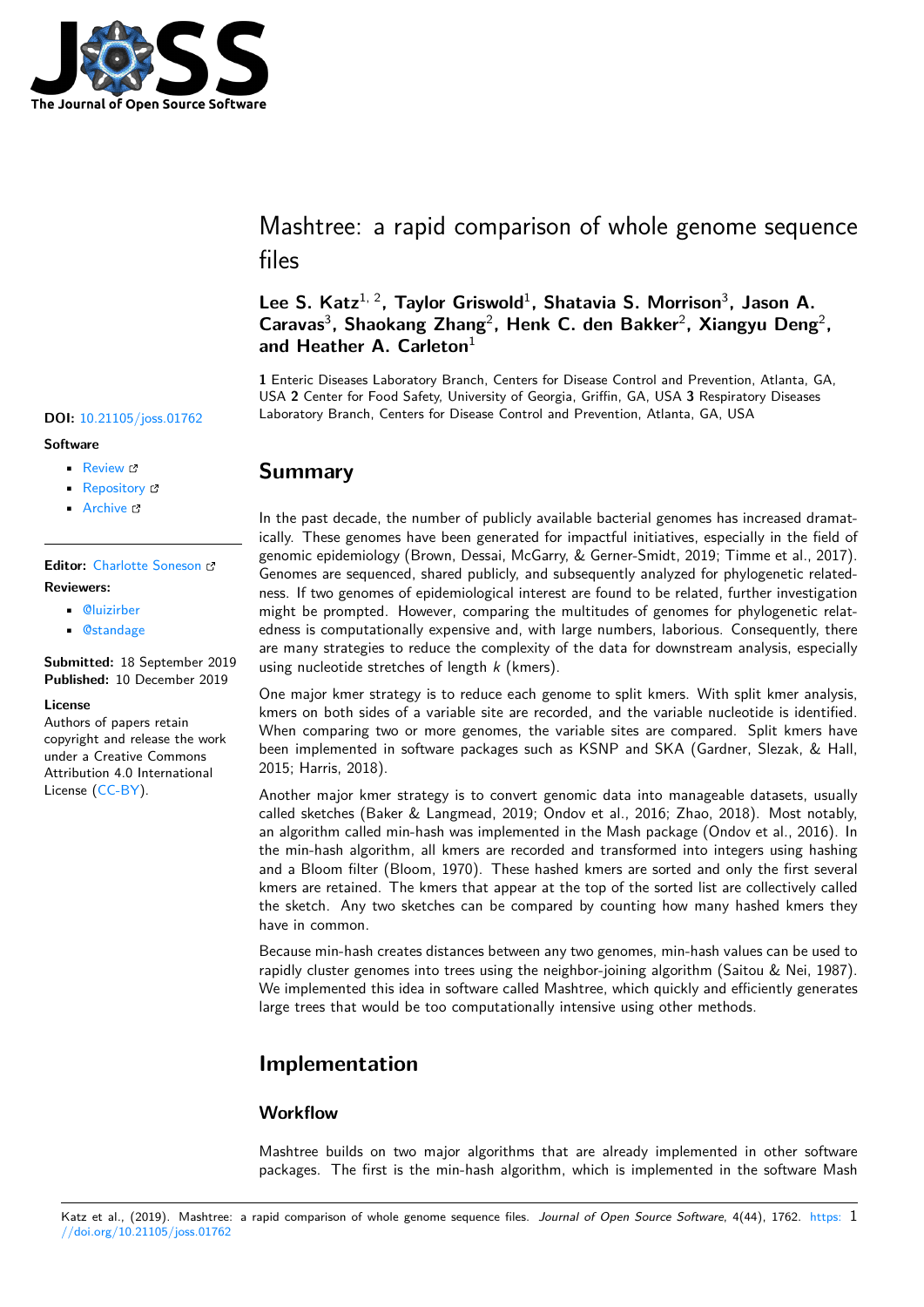# Mashtree: a rapid comparison of whole genome sequence files

**Lee S. Katz**[1, 2], **Taylor Griswold**[1], **Shatavia S. Morrison**[3], **Jason A. Caravas**[3], **Shaokang Zhang**[2], **Henk C. den Bakker**[2], **Xiangyu Deng**[2], **and Heather A. Carleton**[1]

**1** Enteric Diseases Laboratory Branch, Centers for Disease Control and Prevention, Atlanta, GA, USA **2** Center for Food Safety, University of Georgia, Griffin, GA, USA **3** Respiratory Diseases Laboratory Branch, Centers for Disease Control and Prevention, Atlanta, GA, USA

**DOI:** 10.21105/joss.01762

**Software**

- Review
- Repository
- Archive

**Editor:** Charlotte Soneson

**Reviewers:**

- @luizirber
- @standage

**Submitted:** 18 September 2019
**Published:** 10 December 2019

**License**
Authors of papers retain copyright and release the work under a Creative Commons Attribution 4.0 International License (CC-BY).

## Summary

In the past decade, the number of publicly available bacterial genomes has increased dramatically. These genomes have been generated for impactful initiatives, especially in the field of genomic epidemiology (Brown, Dessai, McGarry, & Gerner-Smidt, 2019; Timme et al., 2017). Genomes are sequenced, shared publicly, and subsequently analyzed for phylogenetic relatedness. If two genomes of epidemiological interest are found to be related, further investigation might be prompted. However, comparing the multitudes of genomes for phylogenetic relatedness is computationally expensive and, with large numbers, laborious. Consequently, there are many strategies to reduce the complexity of the data for downstream analysis, especially using nucleotide stretches of length $k$ (kmers).

One major kmer strategy is to reduce each genome to split kmers. With split kmer analysis, kmers on both sides of a variable site are recorded, and the variable nucleotide is identified. When comparing two or more genomes, the variable sites are compared. Split kmers have been implemented in software packages such as KSNP and SKA (Gardner, Slezak, & Hall, 2015; Harris, 2018).

Another major kmer strategy is to convert genomic data into manageable datasets, usually called sketches (Baker & Langmead, 2019; Ondov et al., 2016; Zhao, 2018). Most notably, an algorithm called min-hash was implemented in the Mash package (Ondov et al., 2016). In the min-hash algorithm, all kmers are recorded and transformed into integers using hashing and a Bloom filter (Bloom, 1970). These hashed kmers are sorted and only the first several kmers are retained. The kmers that appear at the top of the sorted list are collectively called the sketch. Any two sketches can be compared by counting how many hashed kmers they have in common.

Because min-hash creates distances between any two genomes, min-hash values can be used to rapidly cluster genomes into trees using the neighbor-joining algorithm (Saitou & Nei, 1987). We implemented this idea in software called Mashtree, which quickly and efficiently generates large trees that would be too computationally intensive using other methods.

## Implementation

### Workflow

Mashtree builds on two major algorithms that are already implemented in other software packages. The first is the min-hash algorithm, which is implemented in the software Mash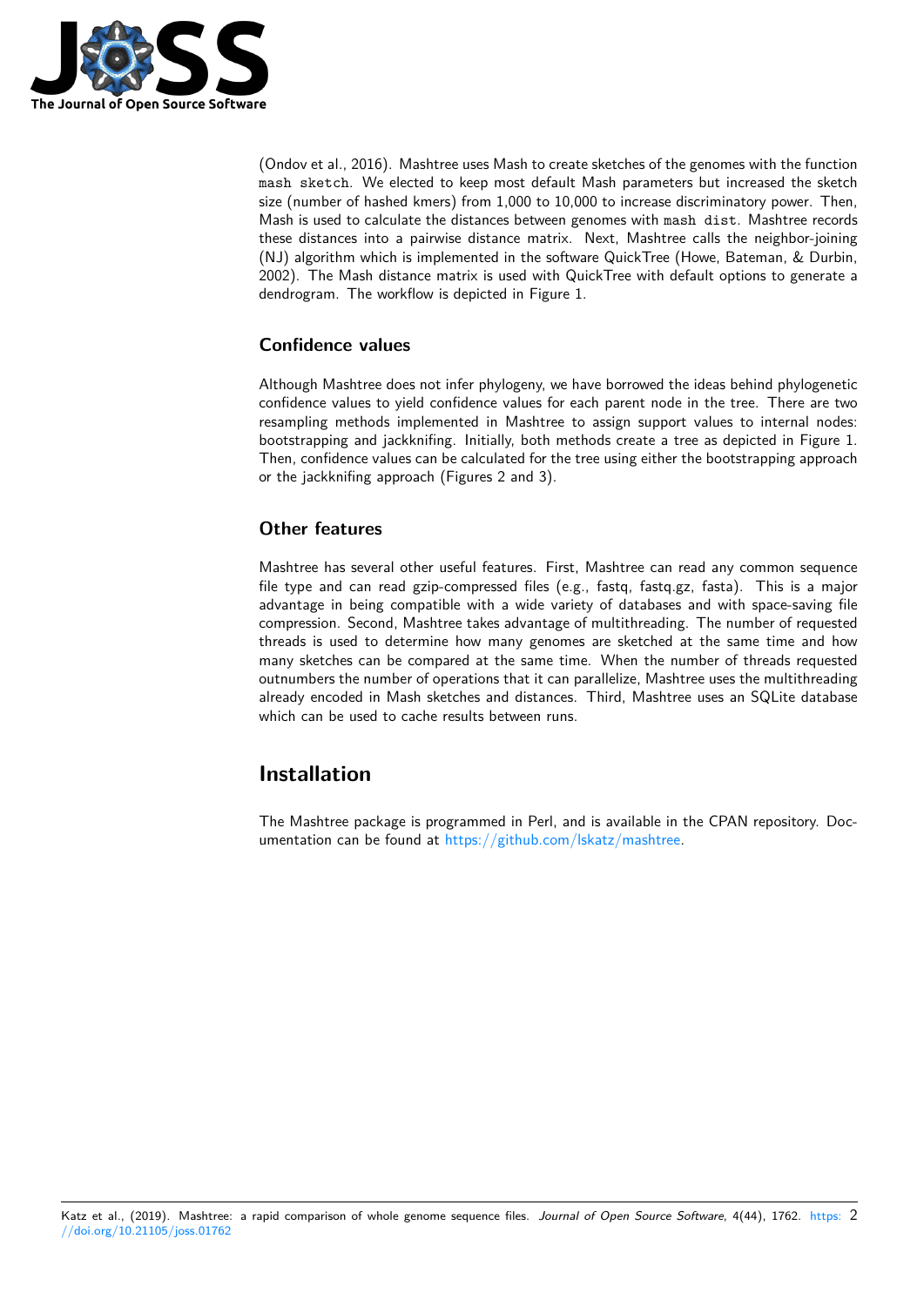(Ondov et al., 2016). Mashtree uses Mash to create sketches of the genomes with the function `mash sketch`. We elected to keep most default Mash parameters but increased the sketch size (number of hashed kmers) from 1,000 to 10,000 to increase discriminatory power. Then, Mash is used to calculate the distances between genomes with `mash dist`. Mashtree records these distances into a pairwise distance matrix. Next, Mashtree calls the neighbor-joining (NJ) algorithm which is implemented in the software QuickTree (Howe, Bateman, & Durbin, 2002). The Mash distance matrix is used with QuickTree with default options to generate a dendrogram. The workflow is depicted in Figure 1.

### Confidence values

Although Mashtree does not infer phylogeny, we have borrowed the ideas behind phylogenetic confidence values to yield confidence values for each parent node in the tree. There are two resampling methods implemented in Mashtree to assign support values to internal nodes: bootstrapping and jackknifing. Initially, both methods create a tree as depicted in Figure 1. Then, confidence values can be calculated for the tree using either the bootstrapping approach or the jackknifing approach (Figures 2 and 3).

### Other features

Mashtree has several other useful features. First, Mashtree can read any common sequence file type and can read gzip-compressed files (e.g., fastq, fastq.gz, fasta). This is a major advantage in being compatible with a wide variety of databases and with space-saving file compression. Second, Mashtree takes advantage of multithreading. The number of requested threads is used to determine how many genomes are sketched at the same time and how many sketches can be compared at the same time. When the number of threads requested outnumbers the number of operations that it can parallelize, Mashtree uses the multithreading already encoded in Mash sketches and distances. Third, Mashtree uses an SQLite database which can be used to cache results between runs.

## Installation

The Mashtree package is programmed in Perl, and is available in the CPAN repository. Documentation can be found at https://github.com/lskatz/mashtree.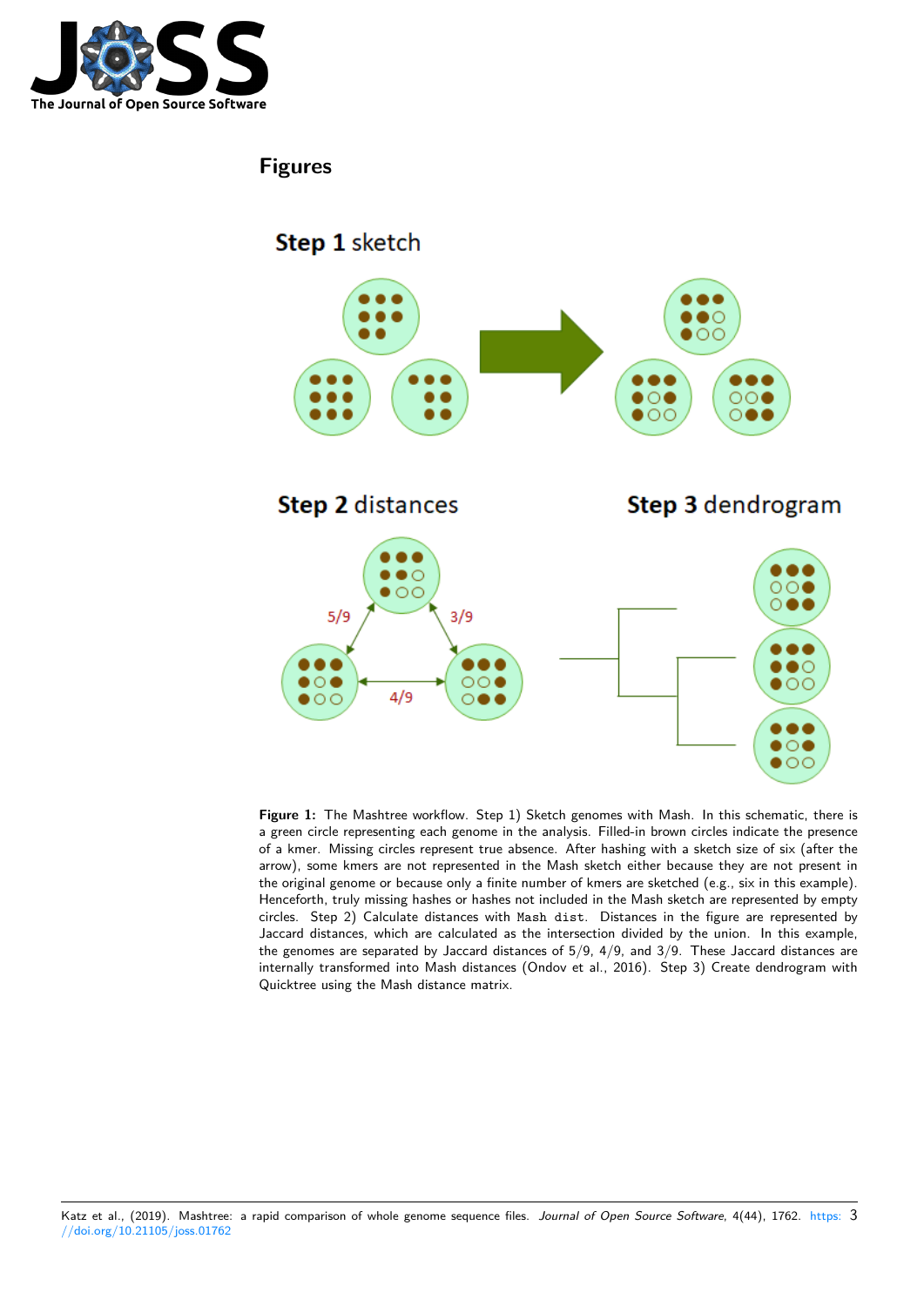## Figures

**Figure 1:** The Mashtree workflow. Step 1) Sketch genomes with Mash. In this schematic, there is a green circle representing each genome in the analysis. Filled-in brown circles indicate the presence of a kmer. Missing circles represent true absence. After hashing with a sketch size of six (after the arrow), some kmers are not represented in the Mash sketch either because they are not present in the original genome or because only a finite number of kmers are sketched (e.g., six in this example). Henceforth, truly missing hashes or hashes not included in the Mash sketch are represented by empty circles. Step 2) Calculate distances with `Mash dist`. Distances in the figure are represented by Jaccard distances, which are calculated as the intersection divided by the union. In this example, the genomes are separated by Jaccard distances of 5/9, 4/9, and 3/9. These Jaccard distances are internally transformed into Mash distances (Ondov et al., 2016). Step 3) Create dendrogram with Quicktree using the Mash distance matrix.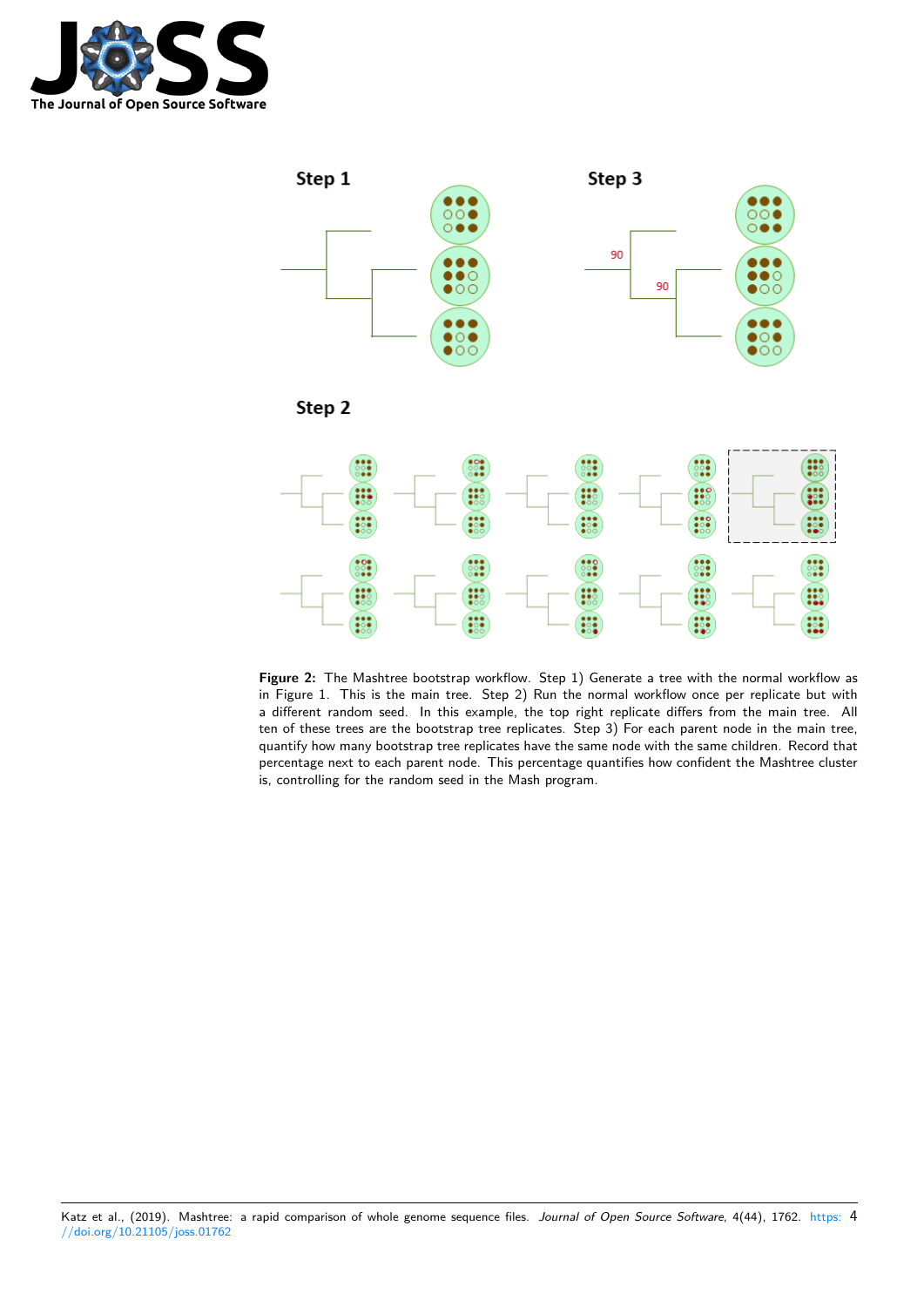**Figure 2:** The Mashtree bootstrap workflow. Step 1) Generate a tree with the normal workflow as in Figure 1. This is the main tree. Step 2) Run the normal workflow once per replicate but with a different random seed. In this example, the top right replicate differs from the main tree. All ten of these trees are the bootstrap tree replicates. Step 3) For each parent node in the main tree, quantify how many bootstrap tree replicates have the same node with the same children. Record that percentage next to each parent node. This percentage quantifies how confident the Mashtree cluster is, controlling for the random seed in the Mash program.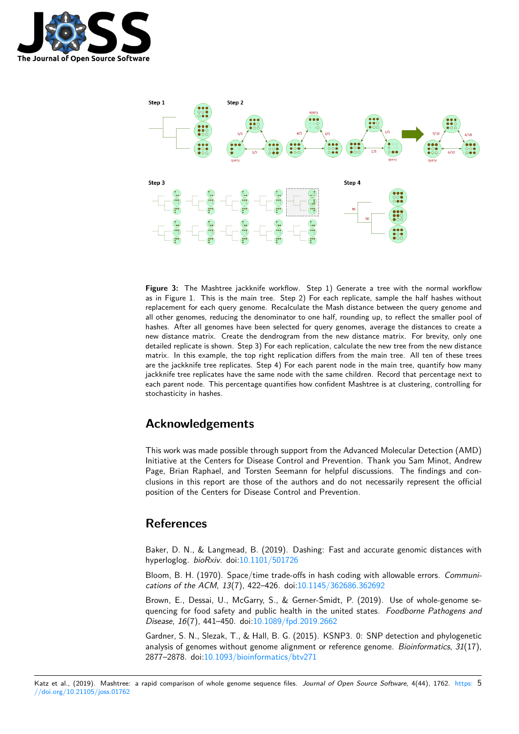**Figure 3:** The Mashtree jackknife workflow. Step 1) Generate a tree with the normal workflow as in Figure 1. This is the main tree. Step 2) For each replicate, sample the half hashes without replacement for each query genome. Recalculate the Mash distance between the query genome and all other genomes, reducing the denominator to one half, rounding up, to reflect the smaller pool of hashes. After all genomes have been selected for query genomes, average the distances to create a new distance matrix. Create the dendrogram from the new distance matrix. For brevity, only one detailed replicate is shown. Step 3) For each replication, calculate the new tree from the new distance matrix. In this example, the top right replication differs from the main tree. All ten of these trees are the jackknife tree replicates. Step 4) For each parent node in the main tree, quantify how many jackknife tree replicates have the same node with the same children. Record that percentage next to each parent node. This percentage quantifies how confident Mashtree is at clustering, controlling for stochasticity in hashes.

## Acknowledgements

This work was made possible through support from the Advanced Molecular Detection (AMD) Initiative at the Centers for Disease Control and Prevention. Thank you Sam Minot, Andrew Page, Brian Raphael, and Torsten Seemann for helpful discussions. The findings and conclusions in this report are those of the authors and do not necessarily represent the official position of the Centers for Disease Control and Prevention.

## References

Baker, D. N., & Langmead, B. (2019). Dashing: Fast and accurate genomic distances with hyperloglog. *bioRxiv*. doi:10.1101/501726

Bloom, B. H. (1970). Space/time trade-offs in hash coding with allowable errors. *Communications of the ACM*, *13*(7), 422–426. doi:10.1145/362686.362692

Brown, E., Dessai, U., McGarry, S., & Gerner-Smidt, P. (2019). Use of whole-genome sequencing for food safety and public health in the united states. *Foodborne Pathogens and Disease*, *16*(7), 441–450. doi:10.1089/fpd.2019.2662

Gardner, S. N., Slezak, T., & Hall, B. G. (2015). KSNP3. 0: SNP detection and phylogenetic analysis of genomes without genome alignment or reference genome. *Bioinformatics*, *31*(17), 2877–2878. doi:10.1093/bioinformatics/btv271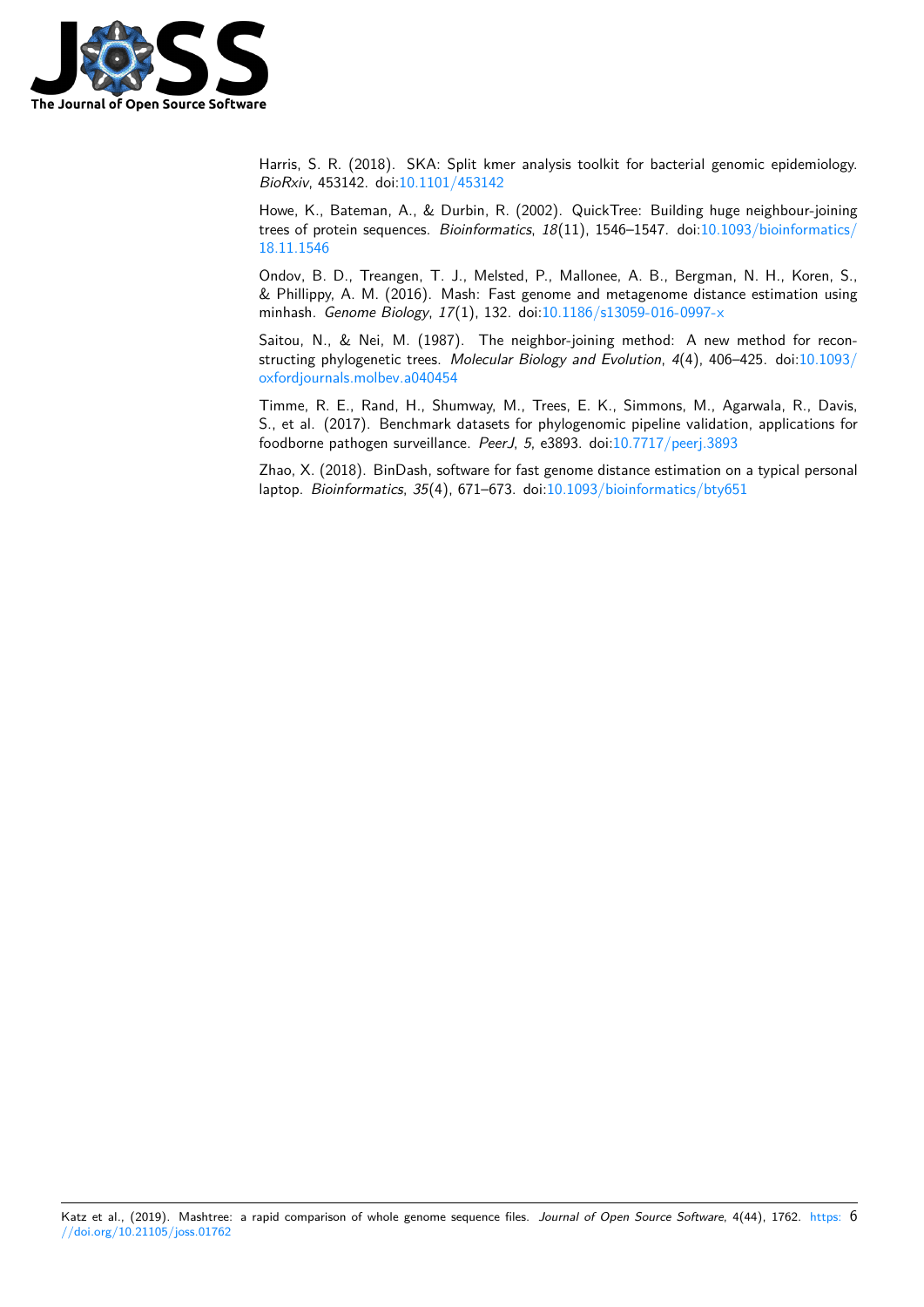Harris, S. R. (2018). SKA: Split kmer analysis toolkit for bacterial genomic epidemiology. *BioRxiv*, 453142. doi:10.1101/453142

Howe, K., Bateman, A., & Durbin, R. (2002). QuickTree: Building huge neighbour-joining trees of protein sequences. *Bioinformatics*, *18*(11), 1546–1547. doi:10.1093/bioinformatics/18.11.1546

Ondov, B. D., Treangen, T. J., Melsted, P., Mallonee, A. B., Bergman, N. H., Koren, S., & Phillippy, A. M. (2016). Mash: Fast genome and metagenome distance estimation using minhash. *Genome Biology*, *17*(1), 132. doi:10.1186/s13059-016-0997-x

Saitou, N., & Nei, M. (1987). The neighbor-joining method: A new method for reconstructing phylogenetic trees. *Molecular Biology and Evolution*, *4*(4), 406–425. doi:10.1093/oxfordjournals.molbev.a040454

Timme, R. E., Rand, H., Shumway, M., Trees, E. K., Simmons, M., Agarwala, R., Davis, S., et al. (2017). Benchmark datasets for phylogenomic pipeline validation, applications for foodborne pathogen surveillance. *PeerJ*, *5*, e3893. doi:10.7717/peerj.3893

Zhao, X. (2018). BinDash, software for fast genome distance estimation on a typical personal laptop. *Bioinformatics*, *35*(4), 671–673. doi:10.1093/bioinformatics/bty651